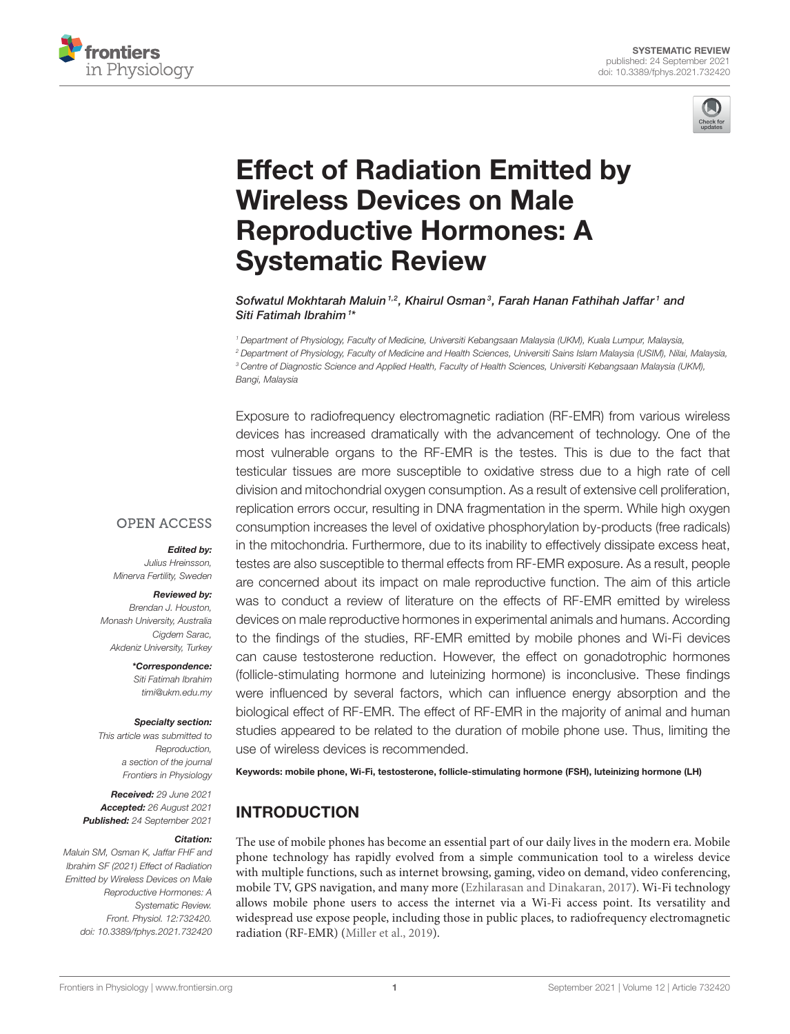SYSTEMATIC REVIEW
published: 24 September 2021
doi: 10.3389/fphys.2021.732420

# Effect of Radiation Emitted by Wireless Devices on Male Reproductive Hormones: A Systematic Review

*Sofwatul Mokhtarah Maluin[1,2], Khairul Osman[3], Farah Hanan Fathihah Jaffar[1] and Siti Fatimah Ibrahim[1]**

[1] Department of Physiology, Faculty of Medicine, Universiti Kebangsaan Malaysia (UKM), Kuala Lumpur, Malaysia,
[2] Department of Physiology, Faculty of Medicine and Health Sciences, Universiti Sains Islam Malaysia (USIM), Nilai, Malaysia,
[3] Centre of Diagnostic Science and Applied Health, Faculty of Health Sciences, Universiti Kebangsaan Malaysia (UKM), Bangi, Malaysia

Exposure to radiofrequency electromagnetic radiation (RF-EMR) from various wireless devices has increased dramatically with the advancement of technology. One of the most vulnerable organs to the RF-EMR is the testes. This is due to the fact that testicular tissues are more susceptible to oxidative stress due to a high rate of cell division and mitochondrial oxygen consumption. As a result of extensive cell proliferation, replication errors occur, resulting in DNA fragmentation in the sperm. While high oxygen consumption increases the level of oxidative phosphorylation by-products (free radicals) in the mitochondria. Furthermore, due to its inability to effectively dissipate excess heat, testes are also susceptible to thermal effects from RF-EMR exposure. As a result, people are concerned about its impact on male reproductive function. The aim of this article was to conduct a review of literature on the effects of RF-EMR emitted by wireless devices on male reproductive hormones in experimental animals and humans. According to the findings of the studies, RF-EMR emitted by mobile phones and Wi-Fi devices can cause testosterone reduction. However, the effect on gonadotrophic hormones (follicle-stimulating hormone and luteinizing hormone) is inconclusive. These findings were influenced by several factors, which can influence energy absorption and the biological effect of RF-EMR. The effect of RF-EMR in the majority of animal and human studies appeared to be related to the duration of mobile phone use. Thus, limiting the use of wireless devices is recommended.

**Keywords: mobile phone, Wi-Fi, testosterone, follicle-stimulating hormone (FSH), luteinizing hormone (LH)**

OPEN ACCESS

***Edited by:***
*Julius Hreinsson,*
*Minerva Fertility, Sweden*

***Reviewed by:***
*Brendan J. Houston,*
*Monash University, Australia*
*Cigdem Sarac,*
*Akdeniz University, Turkey*

****Correspondence:***
*Siti Fatimah Ibrahim*
*timi@ukm.edu.my*

***Specialty section:***
*This article was submitted to Reproduction, a section of the journal Frontiers in Physiology*

***Received:*** *29 June 2021*
***Accepted:*** *26 August 2021*
***Published:*** *24 September 2021*

***Citation:***
*Maluin SM, Osman K, Jaffar FHF and Ibrahim SF (2021) Effect of Radiation Emitted by Wireless Devices on Male Reproductive Hormones: A Systematic Review. Front. Physiol. 12:732420. doi: 10.3389/fphys.2021.732420*

## INTRODUCTION

The use of mobile phones has become an essential part of our daily lives in the modern era. Mobile phone technology has rapidly evolved from a simple communication tool to a wireless device with multiple functions, such as internet browsing, gaming, video on demand, video conferencing, mobile TV, GPS navigation, and many more (Ezhilarasan and Dinakaran, 2017). Wi-Fi technology allows mobile phone users to access the internet via a Wi-Fi access point. Its versatility and widespread use expose people, including those in public places, to radiofrequency electromagnetic radiation (RF-EMR) (Miller et al., 2019).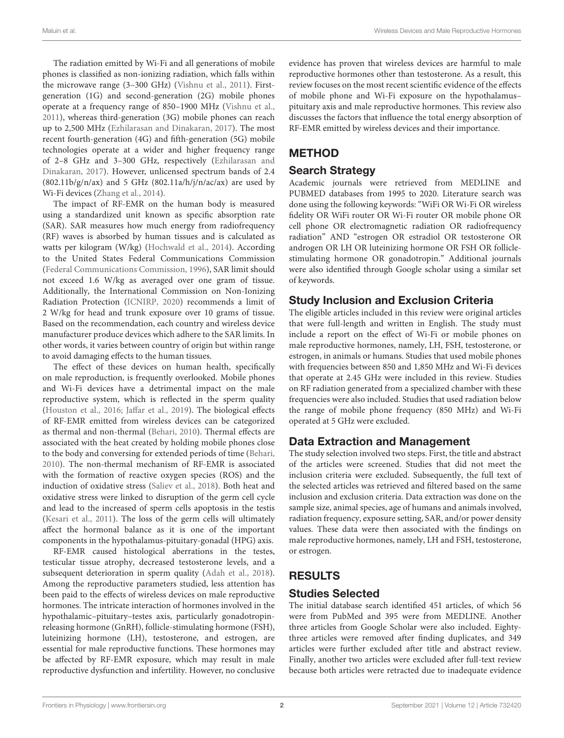The radiation emitted by Wi-Fi and all generations of mobile phones is classified as non-ionizing radiation, which falls within the microwave range (3–300 GHz) (Vishnu et al., 2011). First-generation (1G) and second-generation (2G) mobile phones operate at a frequency range of 850–1900 MHz (Vishnu et al., 2011), whereas third-generation (3G) mobile phones can reach up to 2,500 MHz (Ezhilarasan and Dinakaran, 2017). The most recent fourth-generation (4G) and fifth-generation (5G) mobile technologies operate at a wider and higher frequency range of 2–8 GHz and 3–300 GHz, respectively (Ezhilarasan and Dinakaran, 2017). However, unlicensed spectrum bands of 2.4 (802.11b/g/n/ax) and 5 GHz (802.11a/h/j/n/ac/ax) are used by Wi-Fi devices (Zhang et al., 2014).

The impact of RF-EMR on the human body is measured using a standardized unit known as specific absorption rate (SAR). SAR measures how much energy from radiofrequency (RF) waves is absorbed by human tissues and is calculated as watts per kilogram (W/kg) (Hochwald et al., 2014). According to the United States Federal Communications Commission (Federal Communications Commission, 1996), SAR limit should not exceed 1.6 W/kg as averaged over one gram of tissue. Additionally, the International Commission on Non-Ionizing Radiation Protection (ICNIRP, 2020) recommends a limit of 2 W/kg for head and trunk exposure over 10 grams of tissue. Based on the recommendation, each country and wireless device manufacturer produce devices which adhere to the SAR limits. In other words, it varies between country of origin but within range to avoid damaging effects to the human tissues.

The effect of these devices on human health, specifically on male reproduction, is frequently overlooked. Mobile phones and Wi-Fi devices have a detrimental impact on the male reproductive system, which is reflected in the sperm quality (Houston et al., 2016; Jaffar et al., 2019). The biological effects of RF-EMR emitted from wireless devices can be categorized as thermal and non-thermal (Behari, 2010). Thermal effects are associated with the heat created by holding mobile phones close to the body and conversing for extended periods of time (Behari, 2010). The non-thermal mechanism of RF-EMR is associated with the formation of reactive oxygen species (ROS) and the induction of oxidative stress (Saliev et al., 2018). Both heat and oxidative stress were linked to disruption of the germ cell cycle and lead to the increased of sperm cells apoptosis in the testis (Kesari et al., 2011). The loss of the germ cells will ultimately affect the hormonal balance as it is one of the important components in the hypothalamus-pituitary-gonadal (HPG) axis.

RF-EMR caused histological aberrations in the testes, testicular tissue atrophy, decreased testosterone levels, and a subsequent deterioration in sperm quality (Adah et al., 2018). Among the reproductive parameters studied, less attention has been paid to the effects of wireless devices on male reproductive hormones. The intricate interaction of hormones involved in the hypothalamic–pituitary–testes axis, particularly gonadotropin-releasing hormone (GnRH), follicle-stimulating hormone (FSH), luteinizing hormone (LH), testosterone, and estrogen, are essential for male reproductive functions. These hormones may be affected by RF-EMR exposure, which may result in male reproductive dysfunction and infertility. However, no conclusive evidence has proven that wireless devices are harmful to male reproductive hormones other than testosterone. As a result, this review focuses on the most recent scientific evidence of the effects of mobile phone and Wi-Fi exposure on the hypothalamus–pituitary axis and male reproductive hormones. This review also discusses the factors that influence the total energy absorption of RF-EMR emitted by wireless devices and their importance.

## METHOD

### Search Strategy

Academic journals were retrieved from MEDLINE and PUBMED databases from 1995 to 2020. Literature search was done using the following keywords: "WiFi OR Wi-Fi OR wireless fidelity OR WiFi router OR Wi-Fi router OR mobile phone OR cell phone OR electromagnetic radiation OR radiofrequency radiation" AND "estrogen OR estradiol OR testosterone OR androgen OR LH OR luteinizing hormone OR FSH OR follicle-stimulating hormone OR gonadotropin." Additional journals were also identified through Google scholar using a similar set of keywords.

### Study Inclusion and Exclusion Criteria

The eligible articles included in this review were original articles that were full-length and written in English. The study must include a report on the effect of Wi-Fi or mobile phones on male reproductive hormones, namely, LH, FSH, testosterone, or estrogen, in animals or humans. Studies that used mobile phones with frequencies between 850 and 1,850 MHz and Wi-Fi devices that operate at 2.45 GHz were included in this review. Studies on RF radiation generated from a specialized chamber with these frequencies were also included. Studies that used radiation below the range of mobile phone frequency (850 MHz) and Wi-Fi operated at 5 GHz were excluded.

### Data Extraction and Management

The study selection involved two steps. First, the title and abstract of the articles were screened. Studies that did not meet the inclusion criteria were excluded. Subsequently, the full text of the selected articles was retrieved and filtered based on the same inclusion and exclusion criteria. Data extraction was done on the sample size, animal species, age of humans and animals involved, radiation frequency, exposure setting, SAR, and/or power density values. These data were then associated with the findings on male reproductive hormones, namely, LH and FSH, testosterone, or estrogen.

## RESULTS

### Studies Selected

The initial database search identified 451 articles, of which 56 were from PubMed and 395 were from MEDLINE. Another three articles from Google Scholar were also included. Eighty-three articles were removed after finding duplicates, and 349 articles were further excluded after title and abstract review. Finally, another two articles were excluded after full-text review because both articles were retracted due to inadequate evidence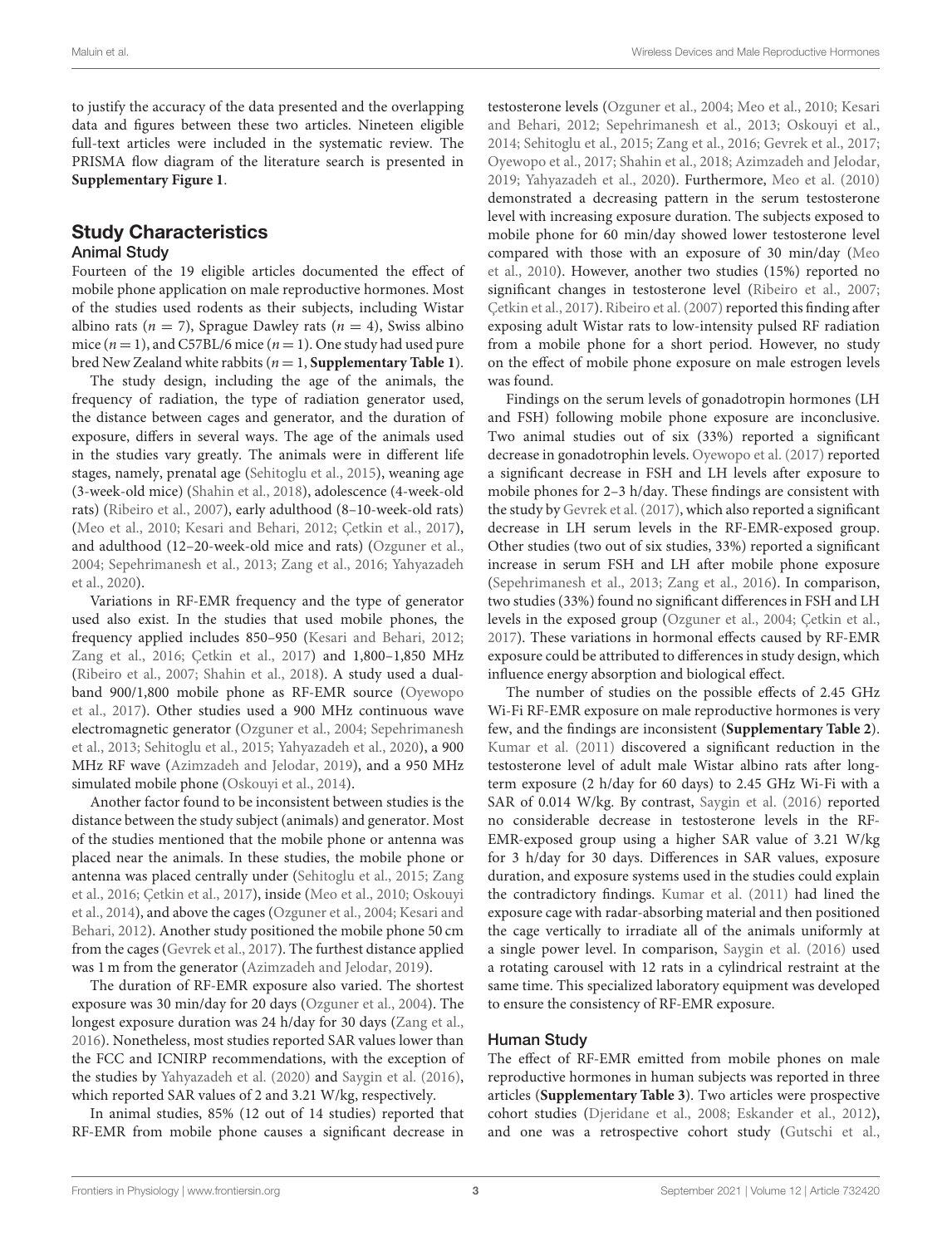to justify the accuracy of the data presented and the overlapping data and figures between these two articles. Nineteen eligible full-text articles were included in the systematic review. The PRISMA flow diagram of the literature search is presented in **Supplementary Figure 1**.

## Study Characteristics

### Animal Study

Fourteen of the 19 eligible articles documented the effect of mobile phone application on male reproductive hormones. Most of the studies used rodents as their subjects, including Wistar albino rats ($n = 7$), Sprague Dawley rats ($n = 4$), Swiss albino mice ($n = 1$), and C57BL/6 mice ($n = 1$). One study had used pure bred New Zealand white rabbits ($n = 1$, **Supplementary Table 1**).

The study design, including the age of the animals, the frequency of radiation, the type of radiation generator used, the distance between cages and generator, and the duration of exposure, differs in several ways. The age of the animals used in the studies vary greatly. The animals were in different life stages, namely, prenatal age (Sehitoglu et al., 2015), weaning age (3-week-old mice) (Shahin et al., 2018), adolescence (4-week-old rats) (Ribeiro et al., 2007), early adulthood (8–10-week-old rats) (Meo et al., 2010; Kesari and Behari, 2012; Çetkin et al., 2017), and adulthood (12–20-week-old mice and rats) (Ozguner et al., 2004; Sepehrimanesh et al., 2013; Zang et al., 2016; Yahyazadeh et al., 2020).

Variations in RF-EMR frequency and the type of generator used also exist. In the studies that used mobile phones, the frequency applied includes 850–950 (Kesari and Behari, 2012; Zang et al., 2016; Çetkin et al., 2017) and 1,800–1,850 MHz (Ribeiro et al., 2007; Shahin et al., 2018). A study used a dual-band 900/1,800 mobile phone as RF-EMR source (Oyewopo et al., 2017). Other studies used a 900 MHz continuous wave electromagnetic generator (Ozguner et al., 2004; Sepehrimanesh et al., 2013; Sehitoglu et al., 2015; Yahyazadeh et al., 2020), a 900 MHz RF wave (Azimzadeh and Jelodar, 2019), and a 950 MHz simulated mobile phone (Oskouyi et al., 2014).

Another factor found to be inconsistent between studies is the distance between the study subject (animals) and generator. Most of the studies mentioned that the mobile phone or antenna was placed near the animals. In these studies, the mobile phone or antenna was placed centrally under (Sehitoglu et al., 2015; Zang et al., 2016; Çetkin et al., 2017), inside (Meo et al., 2010; Oskouyi et al., 2014), and above the cages (Ozguner et al., 2004; Kesari and Behari, 2012). Another study positioned the mobile phone 50 cm from the cages (Gevrek et al., 2017). The furthest distance applied was 1 m from the generator (Azimzadeh and Jelodar, 2019).

The duration of RF-EMR exposure also varied. The shortest exposure was 30 min/day for 20 days (Ozguner et al., 2004). The longest exposure duration was 24 h/day for 30 days (Zang et al., 2016). Nonetheless, most studies reported SAR values lower than the FCC and ICNIRP recommendations, with the exception of the studies by Yahyazadeh et al. (2020) and Saygin et al. (2016), which reported SAR values of 2 and 3.21 W/kg, respectively.

In animal studies, 85% (12 out of 14 studies) reported that RF-EMR from mobile phone causes a significant decrease in testosterone levels (Ozguner et al., 2004; Meo et al., 2010; Kesari and Behari, 2012; Sepehrimanesh et al., 2013; Oskouyi et al., 2014; Sehitoglu et al., 2015; Zang et al., 2016; Gevrek et al., 2017; Oyewopo et al., 2017; Shahin et al., 2018; Azimzadeh and Jelodar, 2019; Yahyazadeh et al., 2020). Furthermore, Meo et al. (2010) demonstrated a decreasing pattern in the serum testosterone level with increasing exposure duration. The subjects exposed to mobile phone for 60 min/day showed lower testosterone level compared with those with an exposure of 30 min/day (Meo et al., 2010). However, another two studies (15%) reported no significant changes in testosterone level (Ribeiro et al., 2007; Çetkin et al., 2017). Ribeiro et al. (2007) reported this finding after exposing adult Wistar rats to low-intensity pulsed RF radiation from a mobile phone for a short period. However, no study on the effect of mobile phone exposure on male estrogen levels was found.

Findings on the serum levels of gonadotropin hormones (LH and FSH) following mobile phone exposure are inconclusive. Two animal studies out of six (33%) reported a significant decrease in gonadotrophin levels. Oyewopo et al. (2017) reported a significant decrease in FSH and LH levels after exposure to mobile phones for 2–3 h/day. These findings are consistent with the study by Gevrek et al. (2017), which also reported a significant decrease in LH serum levels in the RF-EMR-exposed group. Other studies (two out of six studies, 33%) reported a significant increase in serum FSH and LH after mobile phone exposure (Sepehrimanesh et al., 2013; Zang et al., 2016). In comparison, two studies (33%) found no significant differences in FSH and LH levels in the exposed group (Ozguner et al., 2004; Çetkin et al., 2017). These variations in hormonal effects caused by RF-EMR exposure could be attributed to differences in study design, which influence energy absorption and biological effect.

The number of studies on the possible effects of 2.45 GHz Wi-Fi RF-EMR exposure on male reproductive hormones is very few, and the findings are inconsistent (**Supplementary Table 2**). Kumar et al. (2011) discovered a significant reduction in the testosterone level of adult male Wistar albino rats after long-term exposure (2 h/day for 60 days) to 2.45 GHz Wi-Fi with a SAR of 0.014 W/kg. By contrast, Saygin et al. (2016) reported no considerable decrease in testosterone levels in the RF-EMR-exposed group using a higher SAR value of 3.21 W/kg for 3 h/day for 30 days. Differences in SAR values, exposure duration, and exposure systems used in the studies could explain the contradictory findings. Kumar et al. (2011) had lined the exposure cage with radar-absorbing material and then positioned the cage vertically to irradiate all of the animals uniformly at a single power level. In comparison, Saygin et al. (2016) used a rotating carousel with 12 rats in a cylindrical restraint at the same time. This specialized laboratory equipment was developed to ensure the consistency of RF-EMR exposure.

### Human Study

The effect of RF-EMR emitted from mobile phones on male reproductive hormones in human subjects was reported in three articles (**Supplementary Table 3**). Two articles were prospective cohort studies (Djeridane et al., 2008; Eskander et al., 2012), and one was a retrospective cohort study (Gutschi et al.,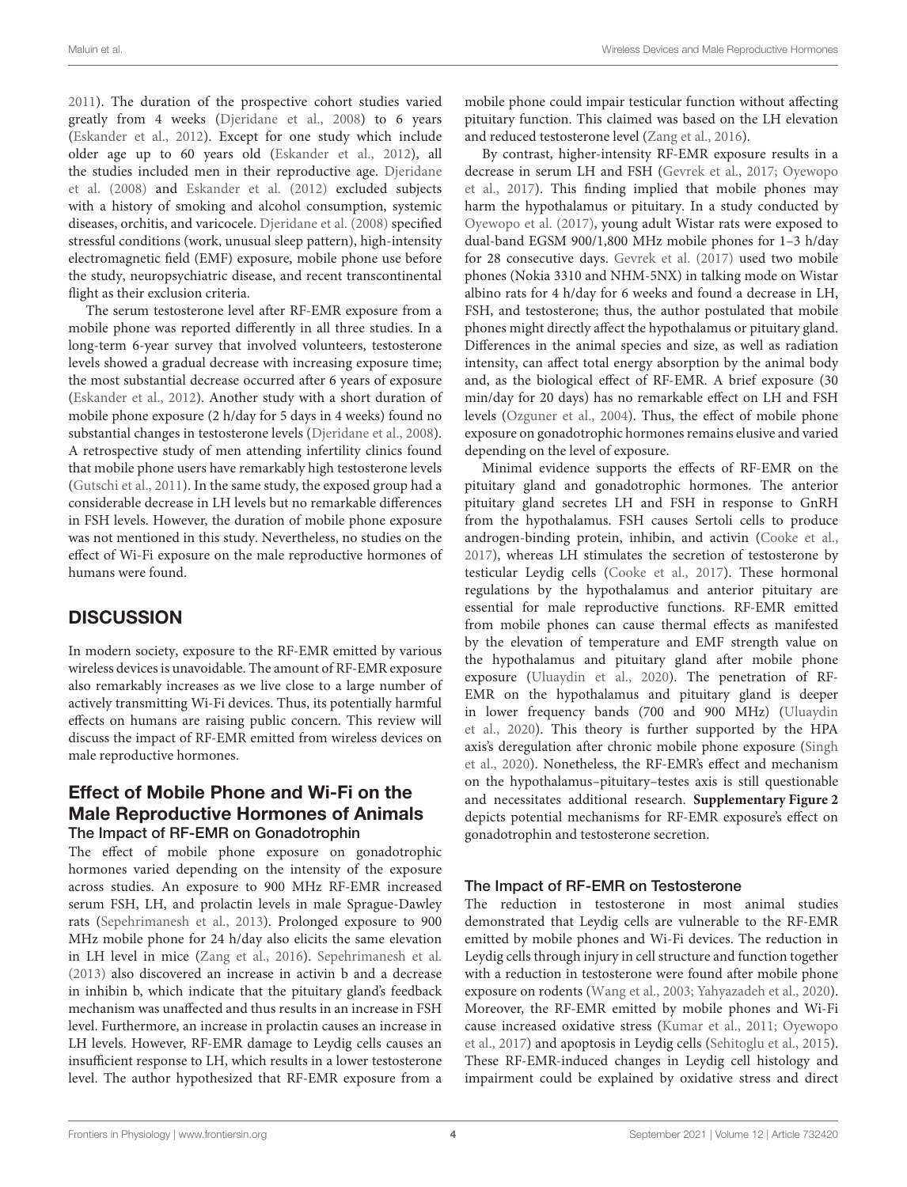2011). The duration of the prospective cohort studies varied greatly from 4 weeks (Djeridane et al., 2008) to 6 years (Eskander et al., 2012). Except for one study which include older age up to 60 years old (Eskander et al., 2012), all the studies included men in their reproductive age. Djeridane et al. (2008) and Eskander et al. (2012) excluded subjects with a history of smoking and alcohol consumption, systemic diseases, orchitis, and varicocele. Djeridane et al. (2008) specified stressful conditions (work, unusual sleep pattern), high-intensity electromagnetic field (EMF) exposure, mobile phone use before the study, neuropsychiatric disease, and recent transcontinental flight as their exclusion criteria.

The serum testosterone level after RF-EMR exposure from a mobile phone was reported differently in all three studies. In a long-term 6-year survey that involved volunteers, testosterone levels showed a gradual decrease with increasing exposure time; the most substantial decrease occurred after 6 years of exposure (Eskander et al., 2012). Another study with a short duration of mobile phone exposure (2 h/day for 5 days in 4 weeks) found no substantial changes in testosterone levels (Djeridane et al., 2008). A retrospective study of men attending infertility clinics found that mobile phone users have remarkably high testosterone levels (Gutschi et al., 2011). In the same study, the exposed group had a considerable decrease in LH levels but no remarkable differences in FSH levels. However, the duration of mobile phone exposure was not mentioned in this study. Nevertheless, no studies on the effect of Wi-Fi exposure on the male reproductive hormones of humans were found.

## DISCUSSION

In modern society, exposure to the RF-EMR emitted by various wireless devices is unavoidable. The amount of RF-EMR exposure also remarkably increases as we live close to a large number of actively transmitting Wi-Fi devices. Thus, its potentially harmful effects on humans are raising public concern. This review will discuss the impact of RF-EMR emitted from wireless devices on male reproductive hormones.

### Effect of Mobile Phone and Wi-Fi on the Male Reproductive Hormones of Animals

#### The Impact of RF-EMR on Gonadotrophin

The effect of mobile phone exposure on gonadotrophic hormones varied depending on the intensity of the exposure across studies. An exposure to 900 MHz RF-EMR increased serum FSH, LH, and prolactin levels in male Sprague-Dawley rats (Sepehrimanesh et al., 2013). Prolonged exposure to 900 MHz mobile phone for 24 h/day also elicits the same elevation in LH level in mice (Zang et al., 2016). Sepehrimanesh et al. (2013) also discovered an increase in activin b and a decrease in inhibin b, which indicate that the pituitary gland's feedback mechanism was unaffected and thus results in an increase in FSH level. Furthermore, an increase in prolactin causes an increase in LH levels. However, RF-EMR damage to Leydig cells causes an insufficient response to LH, which results in a lower testosterone level. The author hypothesized that RF-EMR exposure from a mobile phone could impair testicular function without affecting pituitary function. This claimed was based on the LH elevation and reduced testosterone level (Zang et al., 2016).

By contrast, higher-intensity RF-EMR exposure results in a decrease in serum LH and FSH (Gevrek et al., 2017; Oyewopo et al., 2017). This finding implied that mobile phones may harm the hypothalamus or pituitary. In a study conducted by Oyewopo et al. (2017), young adult Wistar rats were exposed to dual-band EGSM 900/1,800 MHz mobile phones for 1–3 h/day for 28 consecutive days. Gevrek et al. (2017) used two mobile phones (Nokia 3310 and NHM-5NX) in talking mode on Wistar albino rats for 4 h/day for 6 weeks and found a decrease in LH, FSH, and testosterone; thus, the author postulated that mobile phones might directly affect the hypothalamus or pituitary gland. Differences in the animal species and size, as well as radiation intensity, can affect total energy absorption by the animal body and, as the biological effect of RF-EMR. A brief exposure (30 min/day for 20 days) has no remarkable effect on LH and FSH levels (Ozguner et al., 2004). Thus, the effect of mobile phone exposure on gonadotrophic hormones remains elusive and varied depending on the level of exposure.

Minimal evidence supports the effects of RF-EMR on the pituitary gland and gonadotrophic hormones. The anterior pituitary gland secretes LH and FSH in response to GnRH from the hypothalamus. FSH causes Sertoli cells to produce androgen-binding protein, inhibin, and activin (Cooke et al., 2017), whereas LH stimulates the secretion of testosterone by testicular Leydig cells (Cooke et al., 2017). These hormonal regulations by the hypothalamus and anterior pituitary are essential for male reproductive functions. RF-EMR emitted from mobile phones can cause thermal effects as manifested by the elevation of temperature and EMF strength value on the hypothalamus and pituitary gland after mobile phone exposure (Uluaydin et al., 2020). The penetration of RF-EMR on the hypothalamus and pituitary gland is deeper in lower frequency bands (700 and 900 MHz) (Uluaydin et al., 2020). This theory is further supported by the HPA axis's deregulation after chronic mobile phone exposure (Singh et al., 2020). Nonetheless, the RF-EMR's effect and mechanism on the hypothalamus–pituitary–testes axis is still questionable and necessitates additional research. **Supplementary Figure 2** depicts potential mechanisms for RF-EMR exposure's effect on gonadotrophin and testosterone secretion.

#### The Impact of RF-EMR on Testosterone

The reduction in testosterone in most animal studies demonstrated that Leydig cells are vulnerable to the RF-EMR emitted by mobile phones and Wi-Fi devices. The reduction in Leydig cells through injury in cell structure and function together with a reduction in testosterone were found after mobile phone exposure on rodents (Wang et al., 2003; Yahyazadeh et al., 2020). Moreover, the RF-EMR emitted by mobile phones and Wi-Fi cause increased oxidative stress (Kumar et al., 2011; Oyewopo et al., 2017) and apoptosis in Leydig cells (Sehitoglu et al., 2015). These RF-EMR-induced changes in Leydig cell histology and impairment could be explained by oxidative stress and direct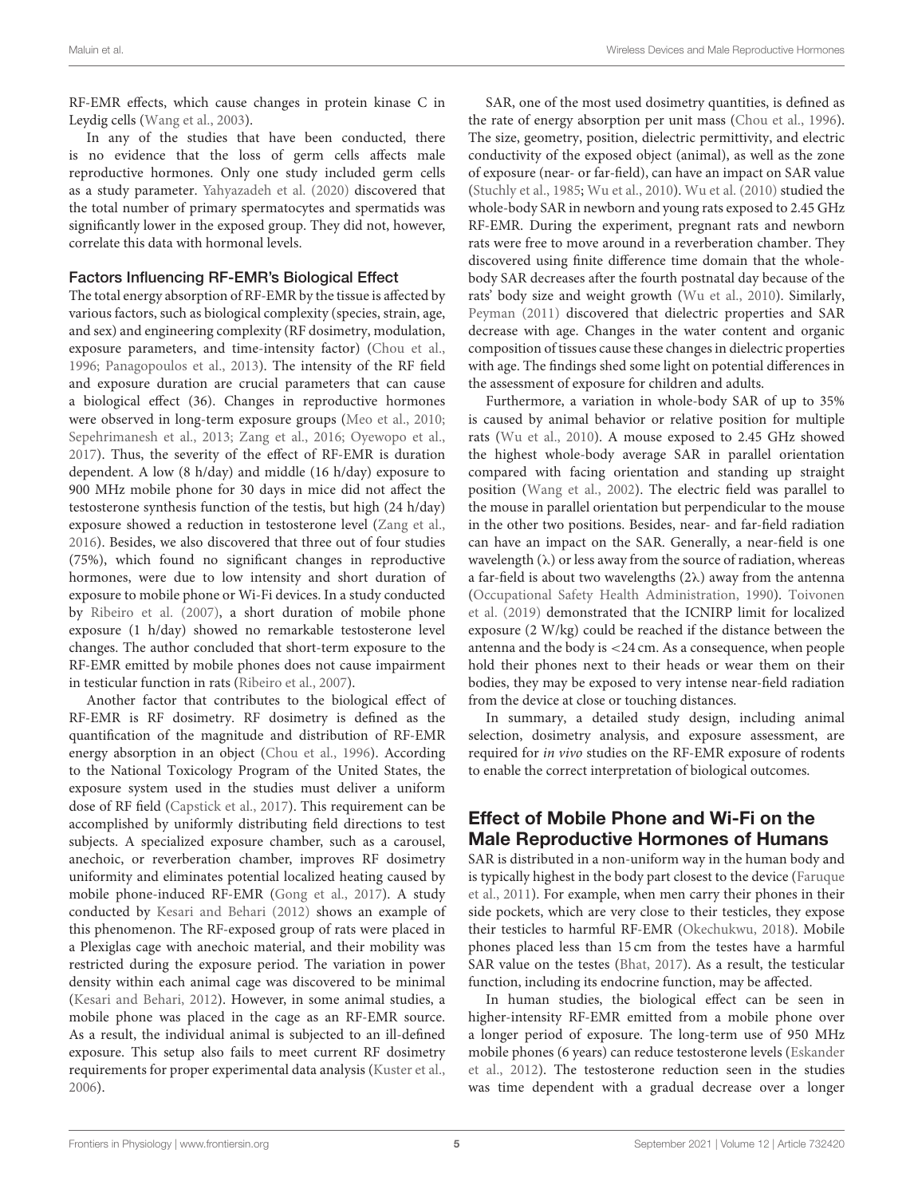RF-EMR effects, which cause changes in protein kinase C in Leydig cells (Wang et al., 2003).

In any of the studies that have been conducted, there is no evidence that the loss of germ cells affects male reproductive hormones. Only one study included germ cells as a study parameter. Yahyazadeh et al. (2020) discovered that the total number of primary spermatocytes and spermatids was significantly lower in the exposed group. They did not, however, correlate this data with hormonal levels.

### Factors Influencing RF-EMR's Biological Effect

The total energy absorption of RF-EMR by the tissue is affected by various factors, such as biological complexity (species, strain, age, and sex) and engineering complexity (RF dosimetry, modulation, exposure parameters, and time-intensity factor) (Chou et al., 1996; Panagopoulos et al., 2013). The intensity of the RF field and exposure duration are crucial parameters that can cause a biological effect (36). Changes in reproductive hormones were observed in long-term exposure groups (Meo et al., 2010; Sepehrimanesh et al., 2013; Zang et al., 2016; Oyewopo et al., 2017). Thus, the severity of the effect of RF-EMR is duration dependent. A low (8 h/day) and middle (16 h/day) exposure to 900 MHz mobile phone for 30 days in mice did not affect the testosterone synthesis function of the testis, but high (24 h/day) exposure showed a reduction in testosterone level (Zang et al., 2016). Besides, we also discovered that three out of four studies (75%), which found no significant changes in reproductive hormones, were due to low intensity and short duration of exposure to mobile phone or Wi-Fi devices. In a study conducted by Ribeiro et al. (2007), a short duration of mobile phone exposure (1 h/day) showed no remarkable testosterone level changes. The author concluded that short-term exposure to the RF-EMR emitted by mobile phones does not cause impairment in testicular function in rats (Ribeiro et al., 2007).

Another factor that contributes to the biological effect of RF-EMR is RF dosimetry. RF dosimetry is defined as the quantification of the magnitude and distribution of RF-EMR energy absorption in an object (Chou et al., 1996). According to the National Toxicology Program of the United States, the exposure system used in the studies must deliver a uniform dose of RF field (Capstick et al., 2017). This requirement can be accomplished by uniformly distributing field directions to test subjects. A specialized exposure chamber, such as a carousel, anechoic, or reverberation chamber, improves RF dosimetry uniformity and eliminates potential localized heating caused by mobile phone-induced RF-EMR (Gong et al., 2017). A study conducted by Kesari and Behari (2012) shows an example of this phenomenon. The RF-exposed group of rats were placed in a Plexiglas cage with anechoic material, and their mobility was restricted during the exposure period. The variation in power density within each animal cage was discovered to be minimal (Kesari and Behari, 2012). However, in some animal studies, a mobile phone was placed in the cage as an RF-EMR source. As a result, the individual animal is subjected to an ill-defined exposure. This setup also fails to meet current RF dosimetry requirements for proper experimental data analysis (Kuster et al., 2006).

SAR, one of the most used dosimetry quantities, is defined as the rate of energy absorption per unit mass (Chou et al., 1996). The size, geometry, position, dielectric permittivity, and electric conductivity of the exposed object (animal), as well as the zone of exposure (near- or far-field), can have an impact on SAR value (Stuchly et al., 1985; Wu et al., 2010). Wu et al. (2010) studied the whole-body SAR in newborn and young rats exposed to 2.45 GHz RF-EMR. During the experiment, pregnant rats and newborn rats were free to move around in a reverberation chamber. They discovered using finite difference time domain that the whole-body SAR decreases after the fourth postnatal day because of the rats' body size and weight growth (Wu et al., 2010). Similarly, Peyman (2011) discovered that dielectric properties and SAR decrease with age. Changes in the water content and organic composition of tissues cause these changes in dielectric properties with age. The findings shed some light on potential differences in the assessment of exposure for children and adults.

Furthermore, a variation in whole-body SAR of up to 35% is caused by animal behavior or relative position for multiple rats (Wu et al., 2010). A mouse exposed to 2.45 GHz showed the highest whole-body average SAR in parallel orientation compared with facing orientation and standing up straight position (Wang et al., 2002). The electric field was parallel to the mouse in parallel orientation but perpendicular to the mouse in the other two positions. Besides, near- and far-field radiation can have an impact on the SAR. Generally, a near-field is one wavelength ($\lambda$) or less away from the source of radiation, whereas a far-field is about two wavelengths ($2\lambda$) away from the antenna (Occupational Safety Health Administration, 1990). Toivonen et al. (2019) demonstrated that the ICNIRP limit for localized exposure (2 W/kg) could be reached if the distance between the antenna and the body is <24 cm. As a consequence, when people hold their phones next to their heads or wear them on their bodies, they may be exposed to very intense near-field radiation from the device at close or touching distances.

In summary, a detailed study design, including animal selection, dosimetry analysis, and exposure assessment, are required for *in vivo* studies on the RF-EMR exposure of rodents to enable the correct interpretation of biological outcomes.

## Effect of Mobile Phone and Wi-Fi on the Male Reproductive Hormones of Humans

SAR is distributed in a non-uniform way in the human body and is typically highest in the body part closest to the device (Faruque et al., 2011). For example, when men carry their phones in their side pockets, which are very close to their testicles, they expose their testicles to harmful RF-EMR (Okechukwu, 2018). Mobile phones placed less than 15 cm from the testes have a harmful SAR value on the testes (Bhat, 2017). As a result, the testicular function, including its endocrine function, may be affected.

In human studies, the biological effect can be seen in higher-intensity RF-EMR emitted from a mobile phone over a longer period of exposure. The long-term use of 950 MHz mobile phones (6 years) can reduce testosterone levels (Eskander et al., 2012). The testosterone reduction seen in the studies was time dependent with a gradual decrease over a longer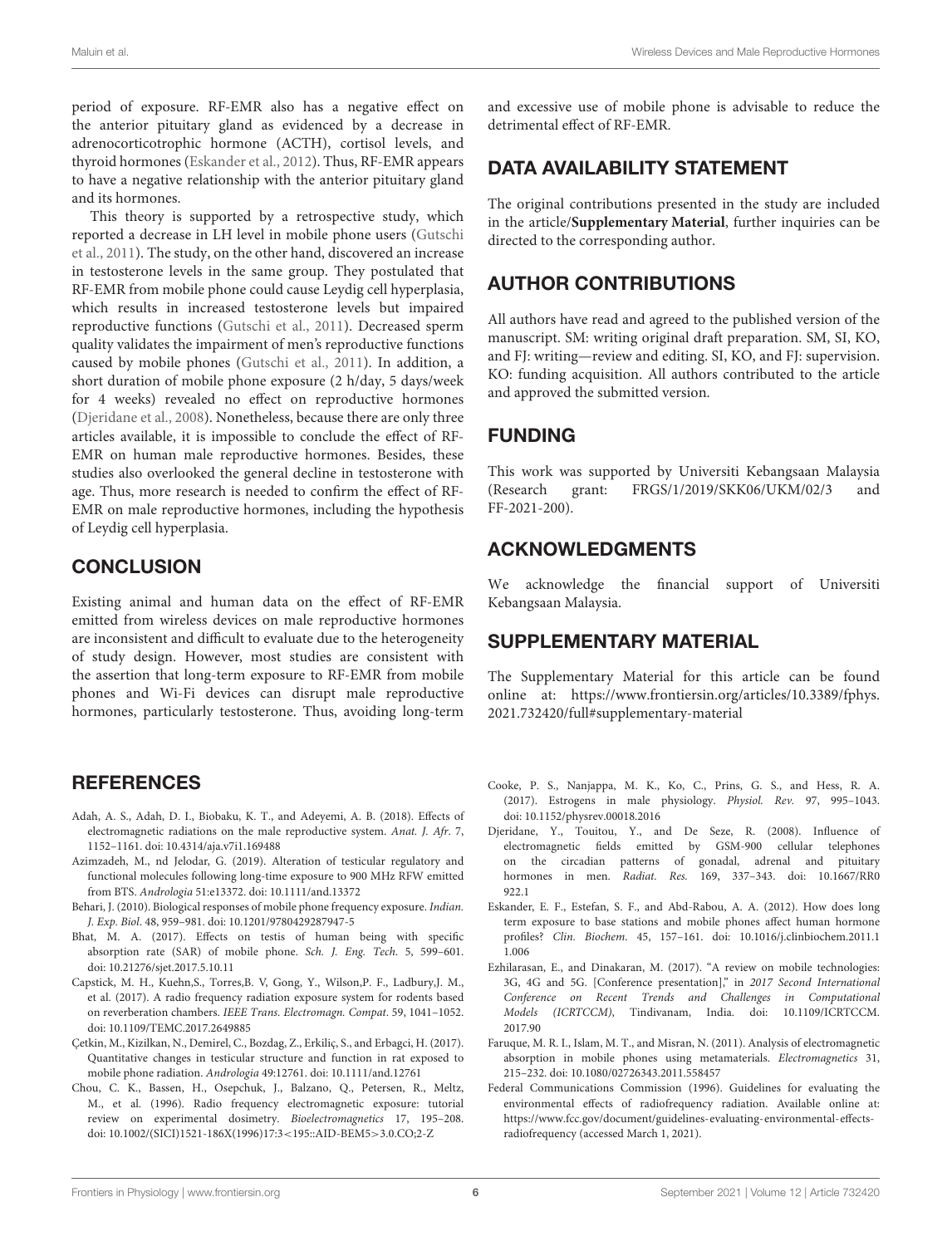period of exposure. RF-EMR also has a negative effect on the anterior pituitary gland as evidenced by a decrease in adrenocorticotrophic hormone (ACTH), cortisol levels, and thyroid hormones (Eskander et al., 2012). Thus, RF-EMR appears to have a negative relationship with the anterior pituitary gland and its hormones.

This theory is supported by a retrospective study, which reported a decrease in LH level in mobile phone users (Gutschi et al., 2011). The study, on the other hand, discovered an increase in testosterone levels in the same group. They postulated that RF-EMR from mobile phone could cause Leydig cell hyperplasia, which results in increased testosterone levels but impaired reproductive functions (Gutschi et al., 2011). Decreased sperm quality validates the impairment of men's reproductive functions caused by mobile phones (Gutschi et al., 2011). In addition, a short duration of mobile phone exposure (2 h/day, 5 days/week for 4 weeks) revealed no effect on reproductive hormones (Djeridane et al., 2008). Nonetheless, because there are only three articles available, it is impossible to conclude the effect of RF-EMR on human male reproductive hormones. Besides, these studies also overlooked the general decline in testosterone with age. Thus, more research is needed to confirm the effect of RF-EMR on male reproductive hormones, including the hypothesis of Leydig cell hyperplasia.

## CONCLUSION

Existing animal and human data on the effect of RF-EMR emitted from wireless devices on male reproductive hormones are inconsistent and difficult to evaluate due to the heterogeneity of study design. However, most studies are consistent with the assertion that long-term exposure to RF-EMR from mobile phones and Wi-Fi devices can disrupt male reproductive hormones, particularly testosterone. Thus, avoiding long-term and excessive use of mobile phone is advisable to reduce the detrimental effect of RF-EMR.

## DATA AVAILABILITY STATEMENT

The original contributions presented in the study are included in the article/**Supplementary Material**, further inquiries can be directed to the corresponding author.

## AUTHOR CONTRIBUTIONS

All authors have read and agreed to the published version of the manuscript. SM: writing original draft preparation. SM, SI, KO, and FJ: writing—review and editing. SI, KO, and FJ: supervision. KO: funding acquisition. All authors contributed to the article and approved the submitted version.

## FUNDING

This work was supported by Universiti Kebangsaan Malaysia (Research grant: FRGS/1/2019/SKK06/UKM/02/3 and FF-2021-200).

## ACKNOWLEDGMENTS

We acknowledge the financial support of Universiti Kebangsaan Malaysia.

## SUPPLEMENTARY MATERIAL

The Supplementary Material for this article can be found online at: https://www.frontiersin.org/articles/10.3389/fphys.2021.732420/full#supplementary-material

## REFERENCES

Adah, A. S., Adah, D. I., Biobaku, K. T., and Adeyemi, A. B. (2018). Effects of electromagnetic radiations on the male reproductive system. *Anat. J. Afr*. 7, 1152–1161. doi: 10.4314/aja.v7i1.169488

Azimzadeh, M., nd Jelodar, G. (2019). Alteration of testicular regulatory and functional molecules following long-time exposure to 900 MHz RFW emitted from BTS. *Andrologia* 51:e13372. doi: 10.1111/and.13372

Behari, J. (2010). Biological responses of mobile phone frequency exposure. *Indian. J. Exp. Biol*. 48, 959–981. doi: 10.1201/9780429287947-5

Bhat, M. A. (2017). Effects on testis of human being with specific absorption rate (SAR) of mobile phone. *Sch. J. Eng. Tech*. 5, 599–601. doi: 10.21276/sjet.2017.5.10.11

Capstick, M. H., Kuehn,S., Torres,B. V, Gong, Y., Wilson,P. F., Ladbury,J. M., et al. (2017). A radio frequency radiation exposure system for rodents based on reverberation chambers. *IEEE Trans. Electromagn. Compat*. 59, 1041–1052. doi: 10.1109/TEMC.2017.2649885

Çetkin, M., Kizilkan, N., Demirel, C., Bozdag, Z., Erkiliç, S., and Erbagci, H. (2017). Quantitative changes in testicular structure and function in rat exposed to mobile phone radiation. *Andrologia* 49:12761. doi: 10.1111/and.12761

Chou, C. K., Bassen, H., Osepchuk, J., Balzano, Q., Petersen, R., Meltz, M., et al. (1996). Radio frequency electromagnetic exposure: tutorial review on experimental dosimetry. *Bioelectromagnetics* 17, 195–208. doi: 10.1002/(SICI)1521-186X(1996)17:3<195::AID-BEM5>3.0.CO;2-Z

Cooke, P. S., Nanjappa, M. K., Ko, C., Prins, G. S., and Hess, R. A. (2017). Estrogens in male physiology. *Physiol. Rev*. 97, 995–1043. doi: 10.1152/physrev.00018.2016

Djeridane, Y., Touitou, Y., and De Seze, R. (2008). Influence of electromagnetic fields emitted by GSM-900 cellular telephones on the circadian patterns of gonadal, adrenal and pituitary hormones in men. *Radiat. Res*. 169, 337–343. doi: 10.1667/RR0922.1

Eskander, E. F., Estefan, S. F., and Abd-Rabou, A. A. (2012). How does long term exposure to base stations and mobile phones affect human hormone profiles? *Clin. Biochem*. 45, 157–161. doi: 10.1016/j.clinbiochem.2011.1 1.006

Ezhilarasan, E., and Dinakaran, M. (2017). "A review on mobile technologies: 3G, 4G and 5G. [Conference presentation]," in *2017 Second International Conference on Recent Trends and Challenges in Computational Models (ICRTCCM)*, Tindivanam, India. doi: 10.1109/ICRTCCM.2017.90

Faruque, M. R. I., Islam, M. T., and Misran, N. (2011). Analysis of electromagnetic absorption in mobile phones using metamaterials. *Electromagnetics* 31, 215–232. doi: 10.1080/02726343.2011.558457

Federal Communications Commission (1996). Guidelines for evaluating the environmental effects of radiofrequency radiation. Available online at: https://www.fcc.gov/document/guidelines-evaluating-environmental-effects-radiofrequency (accessed March 1, 2021).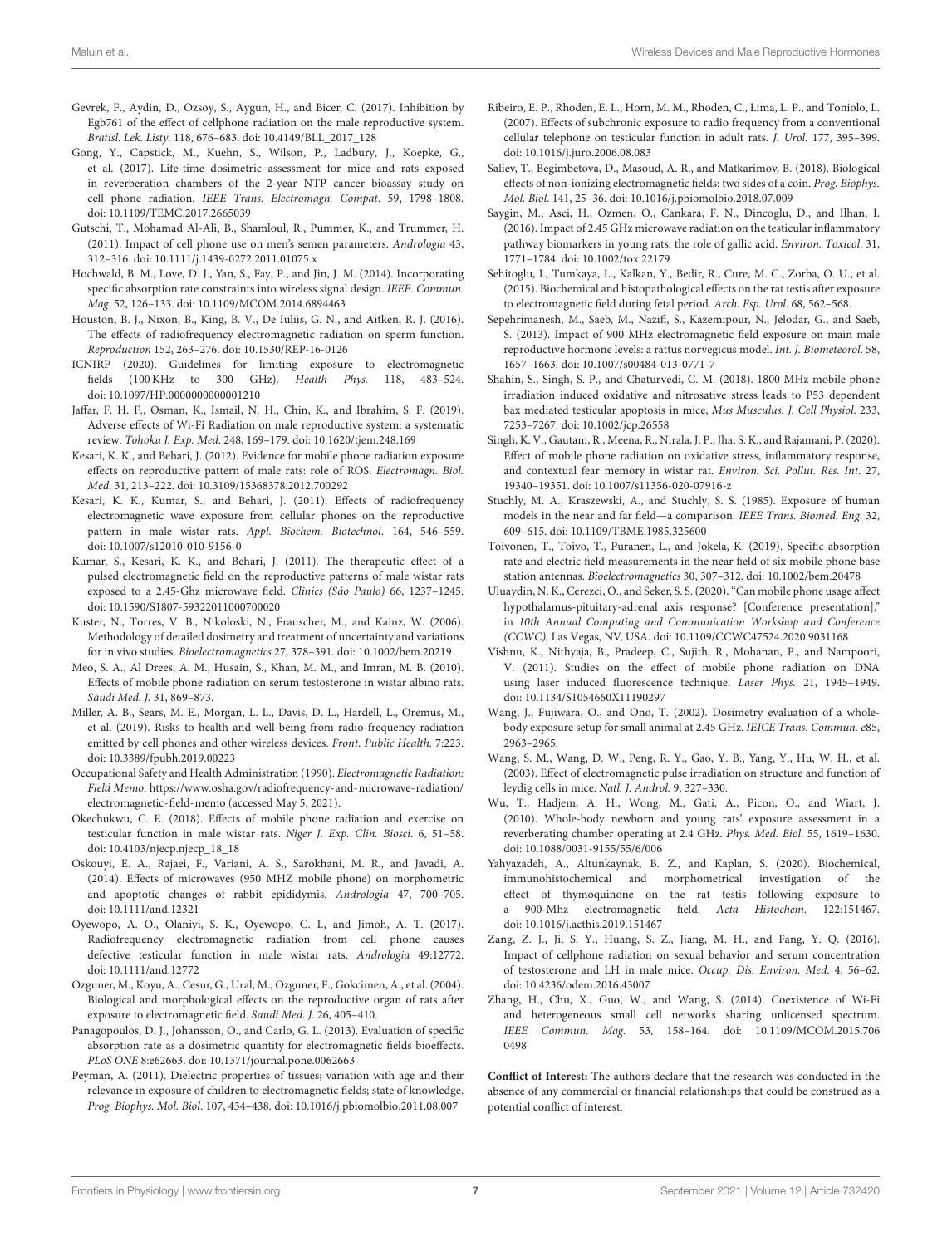Gevrek, F., Aydin, D., Ozsoy, S., Aygun, H., and Bicer, C. (2017). Inhibition by Egb761 of the effect of cellphone radiation on the male reproductive system. *Bratisl. Lek. Listy.* 118, 676–683. doi: 10.4149/BLL_2017_128

Gong, Y., Capstick, M., Kuehn, S., Wilson, P., Ladbury, J., Koepke, G., et al. (2017). Life-time dosimetric assessment for mice and rats exposed in reverberation chambers of the 2-year NTP cancer bioassay study on cell phone radiation. *IEEE Trans. Electromagn. Compat.* 59, 1798–1808. doi: 10.1109/TEMC.2017.2665039

Gutschi, T., Mohamad Al-Ali, B., Shamloul, R., Pummer, K., and Trummer, H. (2011). Impact of cell phone use on men's semen parameters. *Andrologia* 43, 312–316. doi: 10.1111/j.1439-0272.2011.01075.x

Hochwald, B. M., Love, D. J., Yan, S., Fay, P., and Jin, J. M. (2014). Incorporating specific absorption rate constraints into wireless signal design. *IEEE. Commun. Mag.* 52, 126–133. doi: 10.1109/MCOM.2014.6894463

Houston, B. J., Nixon, B., King, B. V., De Iuliis, G. N., and Aitken, R. J. (2016). The effects of radiofrequency electromagnetic radiation on sperm function. *Reproduction* 152, 263–276. doi: 10.1530/REP-16-0126

ICNIRP (2020). Guidelines for limiting exposure to electromagnetic fields (100 KHz to 300 GHz). *Health Phys.* 118, 483–524. doi: 10.1097/HP.0000000000001210

Jaffar, F. H. F., Osman, K., Ismail, N. H., Chin, K., and Ibrahim, S. F. (2019). Adverse effects of Wi-Fi Radiation on male reproductive system: a systematic review. *Tohoku J. Exp. Med.* 248, 169–179. doi: 10.1620/tjem.248.169

Kesari, K. K., and Behari, J. (2012). Evidence for mobile phone radiation exposure effects on reproductive pattern of male rats: role of ROS. *Electromagn. Biol. Med.* 31, 213–222. doi: 10.3109/15368378.2012.700292

Kesari, K. K., Kumar, S., and Behari, J. (2011). Effects of radiofrequency electromagnetic wave exposure from cellular phones on the reproductive pattern in male wistar rats. *Appl. Biochem. Biotechnol.* 164, 546–559. doi: 10.1007/s12010-010-9156-0

Kumar, S., Kesari, K. K., and Behari, J. (2011). The therapeutic effect of a pulsed electromagnetic field on the reproductive patterns of male wistar rats exposed to a 2.45-Ghz microwave field. *Clinics (Sáo Paulo)* 66, 1237–1245. doi: 10.1590/S1807-59322011000700020

Kuster, N., Torres, V. B., Nikoloski, N., Frauscher, M., and Kainz, W. (2006). Methodology of detailed dosimetry and treatment of uncertainty and variations for in vivo studies. *Bioelectromagnetics* 27, 378–391. doi: 10.1002/bem.20219

Meo, S. A., Al Drees, A. M., Husain, S., Khan, M. M., and Imran, M. B. (2010). Effects of mobile phone radiation on serum testosterone in wistar albino rats. *Saudi Med. J.* 31, 869–873.

Miller, A. B., Sears, M. E., Morgan, L. L., Davis, D. L., Hardell, L., Oremus, M., et al. (2019). Risks to health and well-being from radio-frequency radiation emitted by cell phones and other wireless devices. *Front. Public Health.* 7:223. doi: 10.3389/fpubh.2019.00223

Occupational Safety and Health Administration (1990). *Electromagnetic Radiation: Field Memo*. https://www.osha.gov/radiofrequency-and-microwave-radiation/electromagnetic-field-memo (accessed May 5, 2021).

Okechukwu, C. E. (2018). Effects of mobile phone radiation and exercise on testicular function in male wistar rats. *Niger J. Exp. Clin. Biosci.* 6, 51–58. doi: 10.4103/njecp.njecp_18_18

Oskouyi, E. A., Rajaei, F., Variani, A. S., Sarokhani, M. R., and Javadi, A. (2014). Effects of microwaves (950 MHZ mobile phone) on morphometric and apoptotic changes of rabbit epididymis. *Andrologia* 47, 700–705. doi: 10.1111/and.12321

Oyewopo, A. O., Olaniyi, S. K., Oyewopo, C. I., and Jimoh, A. T. (2017). Radiofrequency electromagnetic radiation from cell phone causes defective testicular function in male wistar rats. *Andrologia* 49:12772. doi: 10.1111/and.12772

Ozguner, M., Koyu, A., Cesur, G., Ural, M., Ozguner, F., Gokcimen, A., et al. (2004). Biological and morphological effects on the reproductive organ of rats after exposure to electromagnetic field. *Saudi Med. J.* 26, 405–410.

Panagopoulos, D. J., Johansson, O., and Carlo, G. L. (2013). Evaluation of specific absorption rate as a dosimetric quantity for electromagnetic fields bioeffects. *PLoS ONE* 8:e62663. doi: 10.1371/journal.pone.0062663

Peyman, A. (2011). Dielectric properties of tissues; variation with age and their relevance in exposure of children to electromagnetic fields; state of knowledge. *Prog. Biophys. Mol. Biol.* 107, 434–438. doi: 10.1016/j.pbiomolbio.2011.08.007

Ribeiro, E. P., Rhoden, E. L., Horn, M. M., Rhoden, C., Lima, L. P., and Toniolo, L. (2007). Effects of subchronic exposure to radio frequency from a conventional cellular telephone on testicular function in adult rats. *J. Urol.* 177, 395–399. doi: 10.1016/j.juro.2006.08.083

Saliev, T., Begimbetova, D., Masoud, A. R., and Matkarimov, B. (2018). Biological effects of non-ionizing electromagnetic fields: two sides of a coin. *Prog. Biophys. Mol. Biol.* 141, 25–36. doi: 10.1016/j.pbiomolbio.2018.07.009

Saygin, M., Asci, H., Ozmen, O., Cankara, F. N., Dincoglu, D., and Ilhan, I. (2016). Impact of 2.45 GHz microwave radiation on the testicular inflammatory pathway biomarkers in young rats: the role of gallic acid. *Environ. Toxicol.* 31, 1771–1784. doi: 10.1002/tox.22179

Sehitoglu, I., Tumkaya, L., Kalkan, Y., Bedir, R., Cure, M. C., Zorba, O. U., et al. (2015). Biochemical and histopathological effects on the rat testis after exposure to electromagnetic field during fetal period. *Arch. Esp. Urol.* 68, 562–568.

Sepehrimanesh, M., Saeb, M., Nazifi, S., Kazemipour, N., Jelodar, G., and Saeb, S. (2013). Impact of 900 MHz electromagnetic field exposure on main male reproductive hormone levels: a rattus norvegicus model. *Int. J. Biometeorol.* 58, 1657–1663. doi: 10.1007/s00484-013-0771-7

Shahin, S., Singh, S. P., and Chaturvedi, C. M. (2018). 1800 MHz mobile phone irradiation induced oxidative and nitrosative stress leads to P53 dependent bax mediated testicular apoptosis in mice, *Mus Musculus*. *J. Cell Physiol.* 233, 7253–7267. doi: 10.1002/jcp.26558

Singh, K. V., Gautam, R., Meena, R., Nirala, J. P., Jha, S. K., and Rajamani, P. (2020). Effect of mobile phone radiation on oxidative stress, inflammatory response, and contextual fear memory in wistar rat. *Environ. Sci. Pollut. Res. Int.* 27, 19340–19351. doi: 10.1007/s11356-020-07916-z

Stuchly, M. A., Kraszewski, A., and Stuchly, S. S. (1985). Exposure of human models in the near and far field—a comparison. *IEEE Trans. Biomed. Eng.* 32, 609–615. doi: 10.1109/TBME.1985.325600

Toivonen, T., Toivo, T., Puranen, L., and Jokela, K. (2019). Specific absorption rate and electric field measurements in the near field of six mobile phone base station antennas. *Bioelectromagnetics* 30, 307–312. doi: 10.1002/bem.20478

Uluaydin, N. K., Cerezci, O., and Seker, S. S. (2020). "Can mobile phone usage affect hypothalamus-pituitary-adrenal axis response? [Conference presentation]," in *10th Annual Computing and Communication Workshop and Conference (CCWC)*, Las Vegas, NV, USA. doi: 10.1109/CCWC47524.2020.9031168

Vishnu, K., Nithyaja, B., Pradeep, C., Sujith, R., Mohanan, P., and Nampoori, V. (2011). Studies on the effect of mobile phone radiation on DNA using laser induced fluorescence technique. *Laser Phys.* 21, 1945–1949. doi: 10.1134/S1054660X11190297

Wang, J., Fujiwara, O., and Ono, T. (2002). Dosimetry evaluation of a whole-body exposure setup for small animal at 2.45 GHz. *IEICE Trans. Commun. e*85, 2963–2965.

Wang, S. M., Wang, D. W., Peng, R. Y., Gao, Y. B., Yang, Y., Hu, W. H., et al. (2003). Effect of electromagnetic pulse irradiation on structure and function of leydig cells in mice. *Natl. J. Androl.* 9, 327–330.

Wu, T., Hadjem, A. H., Wong, M., Gati, A., Picon, O., and Wiart, J. (2010). Whole-body newborn and young rats' exposure assessment in a reverberating chamber operating at 2.4 GHz. *Phys. Med. Biol.* 55, 1619–1630. doi: 10.1088/0031-9155/55/6/006

Yahyazadeh, A., Altunkaynak, B. Z., and Kaplan, S. (2020). Biochemical, immunohistochemical and morphometrical investigation of the effect of thymoquinone on the rat testis following exposure to a 900-Mhz electromagnetic field. *Acta Histochem.* 122:151467. doi: 10.1016/j.acthis.2019.151467

Zang, Z. J., Ji, S. Y., Huang, S. Z., Jiang, M. H., and Fang, Y. Q. (2016). Impact of cellphone radiation on sexual behavior and serum concentration of testosterone and LH in male mice. *Occup. Dis. Environ. Med.* 4, 56–62. doi: 10.4236/odem.2016.43007

Zhang, H., Chu, X., Guo, W., and Wang, S. (2014). Coexistence of Wi-Fi and heterogeneous small cell networks sharing unlicensed spectrum. *IEEE Commun. Mag.* 53, 158–164. doi: 10.1109/MCOM.2015.7060498

**Conflict of Interest:** The authors declare that the research was conducted in the absence of any commercial or financial relationships that could be construed as a potential conflict of interest.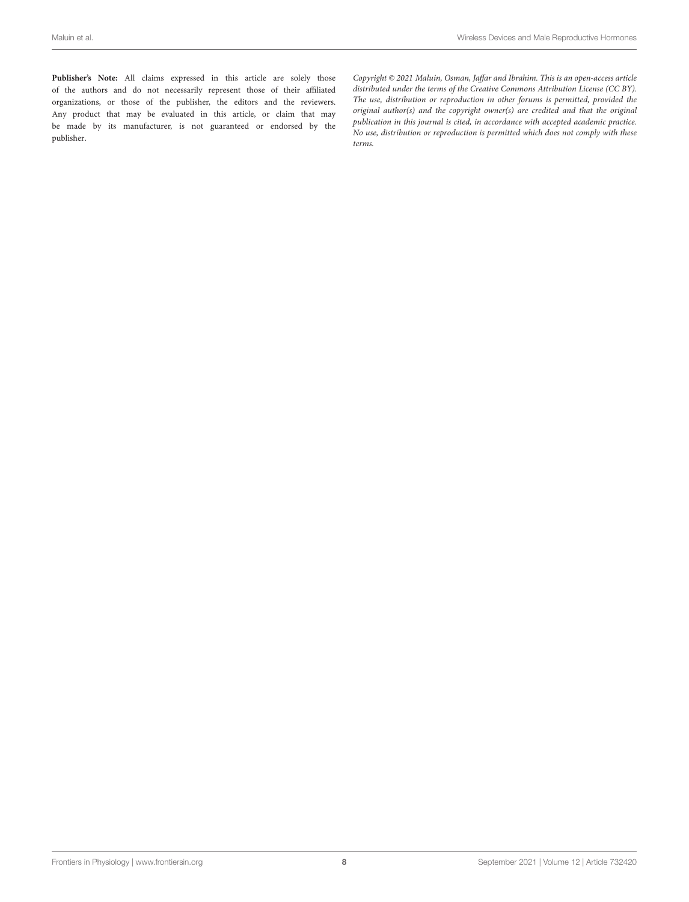**Publisher's Note:** All claims expressed in this article are solely those of the authors and do not necessarily represent those of their affiliated organizations, or those of the publisher, the editors and the reviewers. Any product that may be evaluated in this article, or claim that may be made by its manufacturer, is not guaranteed or endorsed by the publisher.

*Copyright © 2021 Maluin, Osman, Jaffar and Ibrahim. This is an open-access article distributed under the terms of the Creative Commons Attribution License (CC BY). The use, distribution or reproduction in other forums is permitted, provided the original author(s) and the copyright owner(s) are credited and that the original publication in this journal is cited, in accordance with accepted academic practice. No use, distribution or reproduction is permitted which does not comply with these terms.*